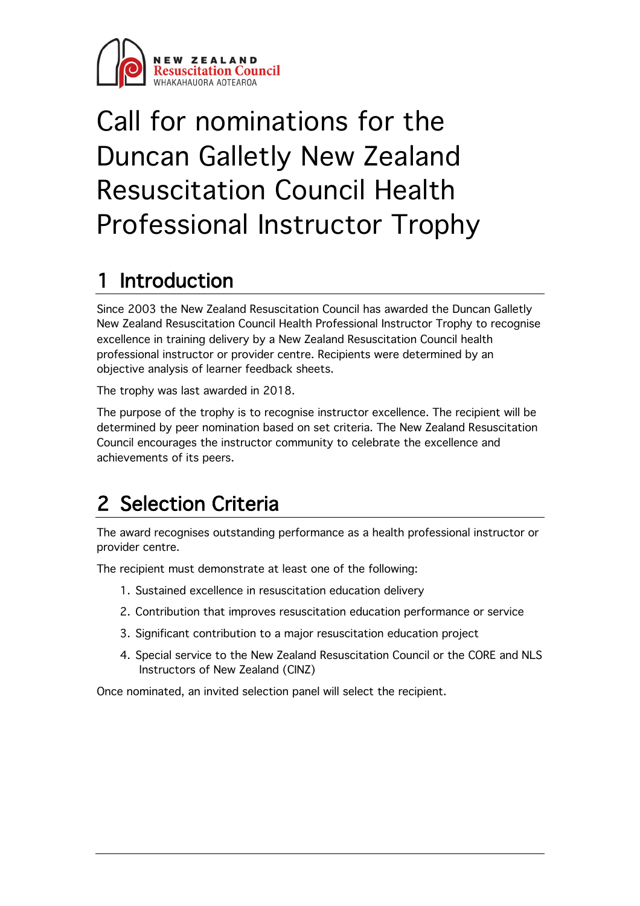NEW ZEALAND
Resuscitation Council
WHAKAHAUORA AOTEAROA

# Call for nominations for the Duncan Galletly New Zealand Resuscitation Council Health Professional Instructor Trophy

## 1 Introduction

Since 2003 the New Zealand Resuscitation Council has awarded the Duncan Galletly New Zealand Resuscitation Council Health Professional Instructor Trophy to recognise excellence in training delivery by a New Zealand Resuscitation Council health professional instructor or provider centre. Recipients were determined by an objective analysis of learner feedback sheets.

The trophy was last awarded in 2018.

The purpose of the trophy is to recognise instructor excellence. The recipient will be determined by peer nomination based on set criteria. The New Zealand Resuscitation Council encourages the instructor community to celebrate the excellence and achievements of its peers.

## 2 Selection Criteria

The award recognises outstanding performance as a health professional instructor or provider centre.

The recipient must demonstrate at least one of the following:

1. Sustained excellence in resuscitation education delivery
2. Contribution that improves resuscitation education performance or service
3. Significant contribution to a major resuscitation education project
4. Special service to the New Zealand Resuscitation Council or the CORE and NLS Instructors of New Zealand (CINZ)

Once nominated, an invited selection panel will select the recipient.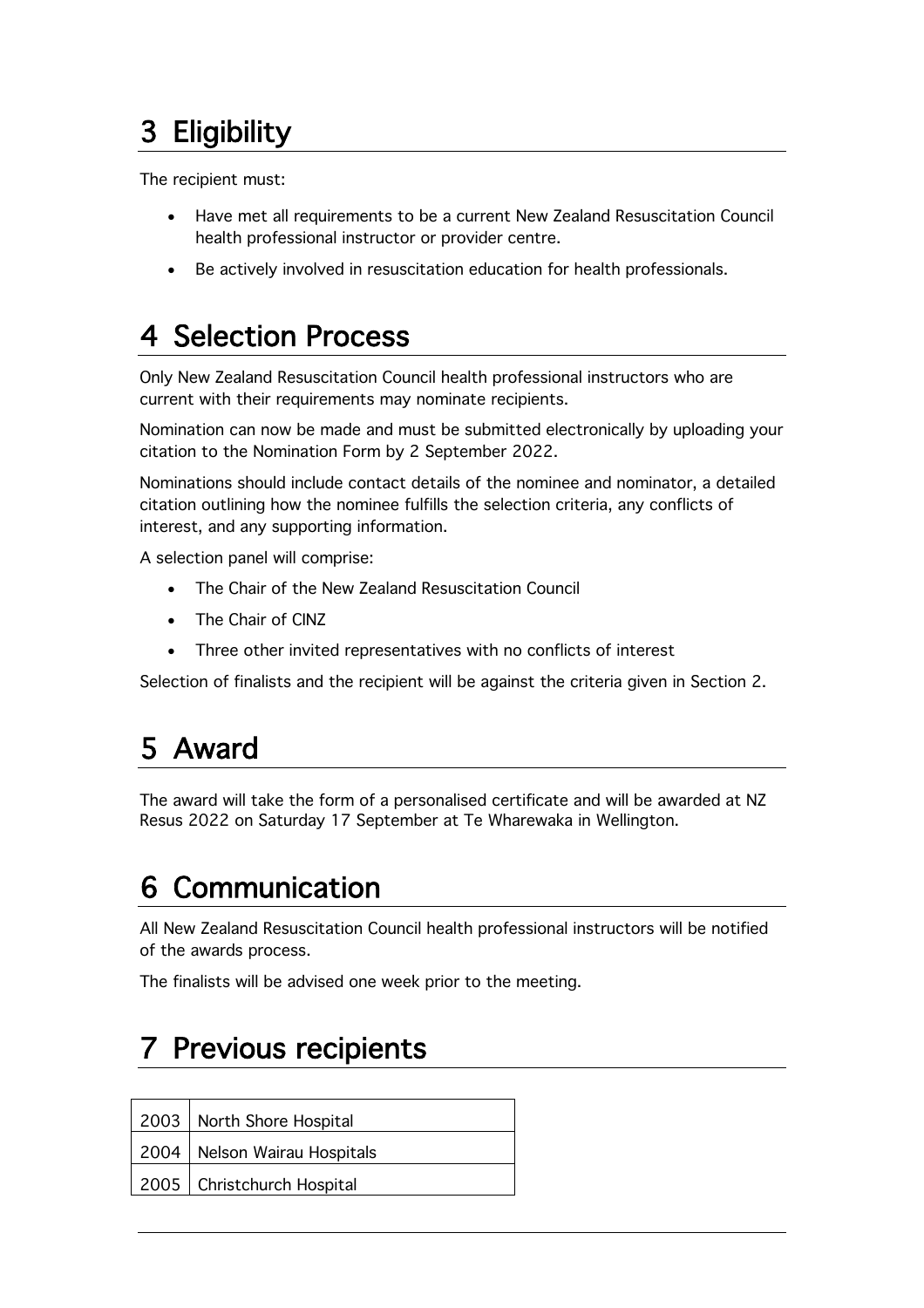# 3 Eligibility

The recipient must:

- Have met all requirements to be a current New Zealand Resuscitation Council health professional instructor or provider centre.
- Be actively involved in resuscitation education for health professionals.

# 4 Selection Process

Only New Zealand Resuscitation Council health professional instructors who are current with their requirements may nominate recipients.

Nomination can now be made and must be submitted electronically by uploading your citation to the Nomination Form by 2 September 2022.

Nominations should include contact details of the nominee and nominator, a detailed citation outlining how the nominee fulfills the selection criteria, any conflicts of interest, and any supporting information.

A selection panel will comprise:

- The Chair of the New Zealand Resuscitation Council
- The Chair of CINZ
- Three other invited representatives with no conflicts of interest

Selection of finalists and the recipient will be against the criteria given in Section 2.

# 5 Award

The award will take the form of a personalised certificate and will be awarded at NZ Resus 2022 on Saturday 17 September at Te Wharewaka in Wellington.

# 6 Communication

All New Zealand Resuscitation Council health professional instructors will be notified of the awards process.

The finalists will be advised one week prior to the meeting.

# 7 Previous recipients

| | |
|---|---|
| 2003 | North Shore Hospital |
| 2004 | Nelson Wairau Hospitals |
| 2005 | Christchurch Hospital |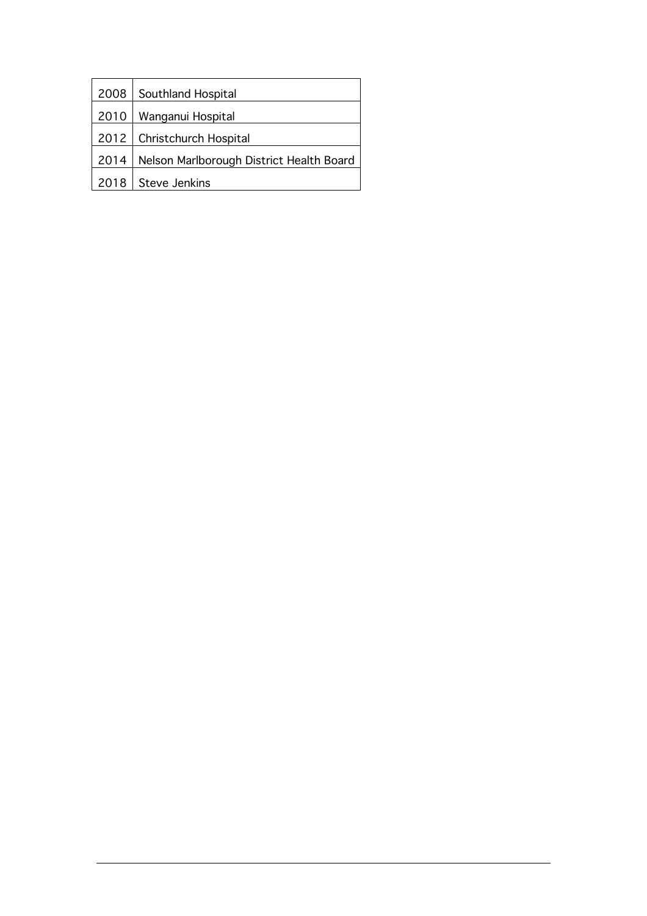| | |
|---|---|
| 2008 | Southland Hospital |
| 2010 | Wanganui Hospital |
| 2012 | Christchurch Hospital |
| 2014 | Nelson Marlborough District Health Board |
| 2018 | Steve Jenkins |